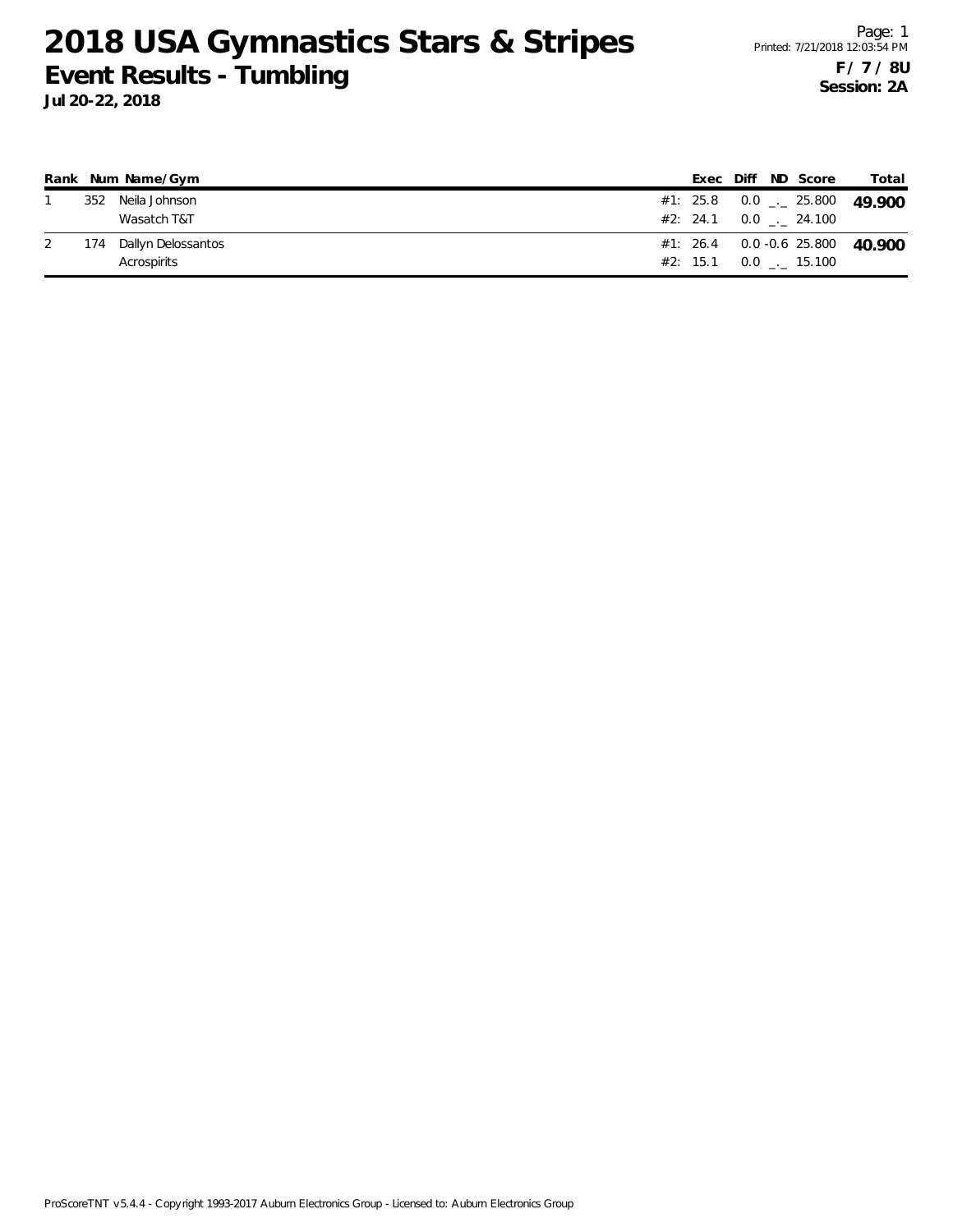# 2018 USA Gymnastics Stars & Stripes

## Event Results - Tumbling

**Jul 20-22, 2018**

**F / 7 / 8U**
**Session: 2A**

| Rank | Num | Name/Gym | | Exec | Diff | ND | Score | Total |
|---|---|---|---|---|---|---|---|---|
| 1 | 352 | Neila Johnson | #1: | 25.8 | 0.0 | _._ | 25.800 | **49.900** |
| | | Wasatch T&T | #2: | 24.1 | 0.0 | _._ | 24.100 | |
| 2 | 174 | Dallyn Delossantos | #1: | 26.4 | 0.0 | -0.6 | 25.800 | **40.900** |
| | | Acrospirits | #2: | 15.1 | 0.0 | _._ | 15.100 | |

ProScoreTNT v5.4.4 - Copyright 1993-2017 Auburn Electronics Group - Licensed to: Auburn Electronics Group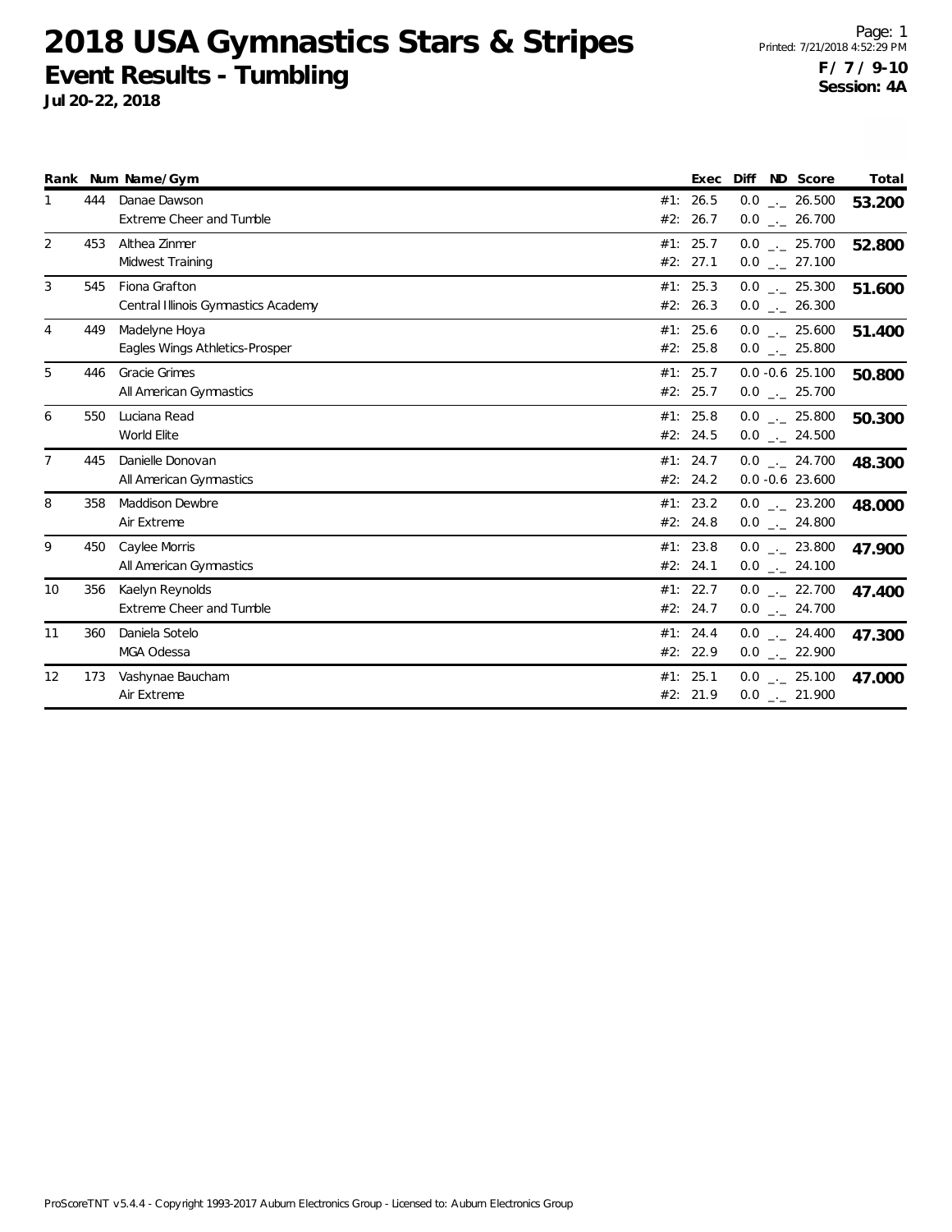# 2018 USA Gymnastics Stars & Stripes

## Event Results - Tumbling

**Jul 20-22, 2018**

Printed: 7/21/2018 4:52:29 PM

**F / 7 / 9-10**
**Session: 4A**

| Rank | Num | Name/Gym | | Exec | Diff | ND | Score | Total |
|---|---|---|---|---|---|---|---|---|
| 1 | 444 | Danae Dawson | #1: | 26.5 | 0.0 | _._ | 26.500 | **53.200** |
| | | Extreme Cheer and Tumble | #2: | 26.7 | 0.0 | _._ | 26.700 | |
| 2 | 453 | Althea Zinmer | #1: | 25.7 | 0.0 | _._ | 25.700 | **52.800** |
| | | Midwest Training | #2: | 27.1 | 0.0 | _._ | 27.100 | |
| 3 | 545 | Fiona Grafton | #1: | 25.3 | 0.0 | _._ | 25.300 | **51.600** |
| | | Central Illinois Gymnastics Academy | #2: | 26.3 | 0.0 | _._ | 26.300 | |
| 4 | 449 | Madelyne Hoya | #1: | 25.6 | 0.0 | _._ | 25.600 | **51.400** |
| | | Eagles Wings Athletics-Prosper | #2: | 25.8 | 0.0 | _._ | 25.800 | |
| 5 | 446 | Gracie Grimes | #1: | 25.7 | 0.0 | -0.6 | 25.100 | **50.800** |
| | | All American Gymnastics | #2: | 25.7 | 0.0 | _._ | 25.700 | |
| 6 | 550 | Luciana Read | #1: | 25.8 | 0.0 | _._ | 25.800 | **50.300** |
| | | World Elite | #2: | 24.5 | 0.0 | _._ | 24.500 | |
| 7 | 445 | Danielle Donovan | #1: | 24.7 | 0.0 | _._ | 24.700 | **48.300** |
| | | All American Gymnastics | #2: | 24.2 | 0.0 | -0.6 | 23.600 | |
| 8 | 358 | Maddison Dewbre | #1: | 23.2 | 0.0 | _._ | 23.200 | **48.000** |
| | | Air Extreme | #2: | 24.8 | 0.0 | _._ | 24.800 | |
| 9 | 450 | Caylee Morris | #1: | 23.8 | 0.0 | _._ | 23.800 | **47.900** |
| | | All American Gymnastics | #2: | 24.1 | 0.0 | _._ | 24.100 | |
| 10 | 356 | Kaelyn Reynolds | #1: | 22.7 | 0.0 | _._ | 22.700 | **47.400** |
| | | Extreme Cheer and Tumble | #2: | 24.7 | 0.0 | _._ | 24.700 | |
| 11 | 360 | Daniela Sotelo | #1: | 24.4 | 0.0 | _._ | 24.400 | **47.300** |
| | | MGA Odessa | #2: | 22.9 | 0.0 | _._ | 22.900 | |
| 12 | 173 | Vashynae Baucham | #1: | 25.1 | 0.0 | _._ | 25.100 | **47.000** |
| | | Air Extreme | #2: | 21.9 | 0.0 | _._ | 21.900 | |

ProScoreTNT v5.4.4 - Copyright 1993-2017 Auburn Electronics Group - Licensed to: Auburn Electronics Group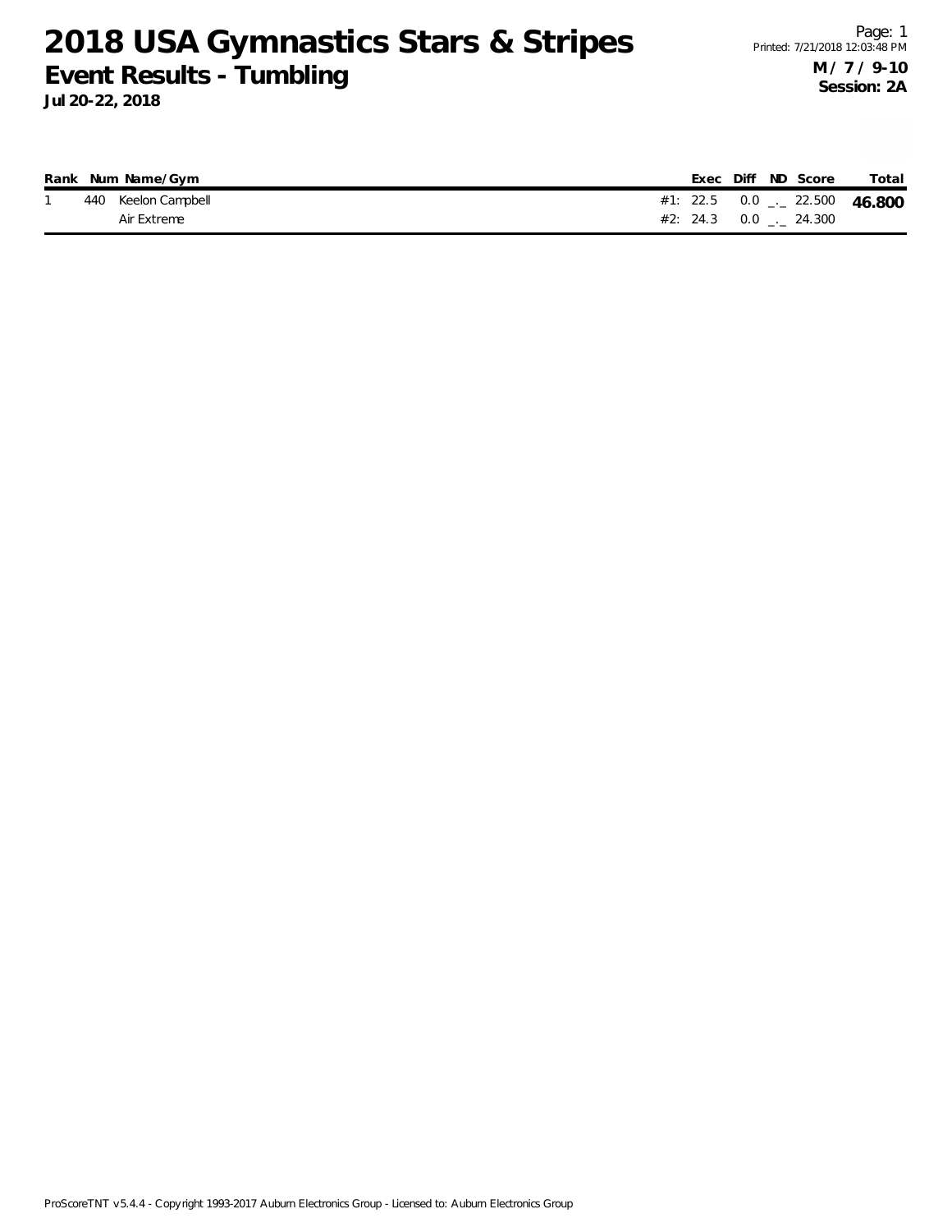# 2018 USA Gymnastics Stars & Stripes

## Event Results - Tumbling

**Jul 20-22, 2018**

Printed: 7/21/2018 12:03:48 PM

**M / 7 / 9-10**
**Session: 2A**

| Rank | Num | Name/Gym | | Exec | Diff | ND | Score | Total |
|---|---|---|---|---|---|---|---|---|
| 1 | 440 | Keelon Campbell | #1: | 22.5 | 0.0 | _._ | 22.500 | **46.800** |
| | | Air Extreme | #2: | 24.3 | 0.0 | _._ | 24.300 | |

ProScoreTNT v5.4.4 - Copyright 1993-2017 Auburn Electronics Group - Licensed to: Auburn Electronics Group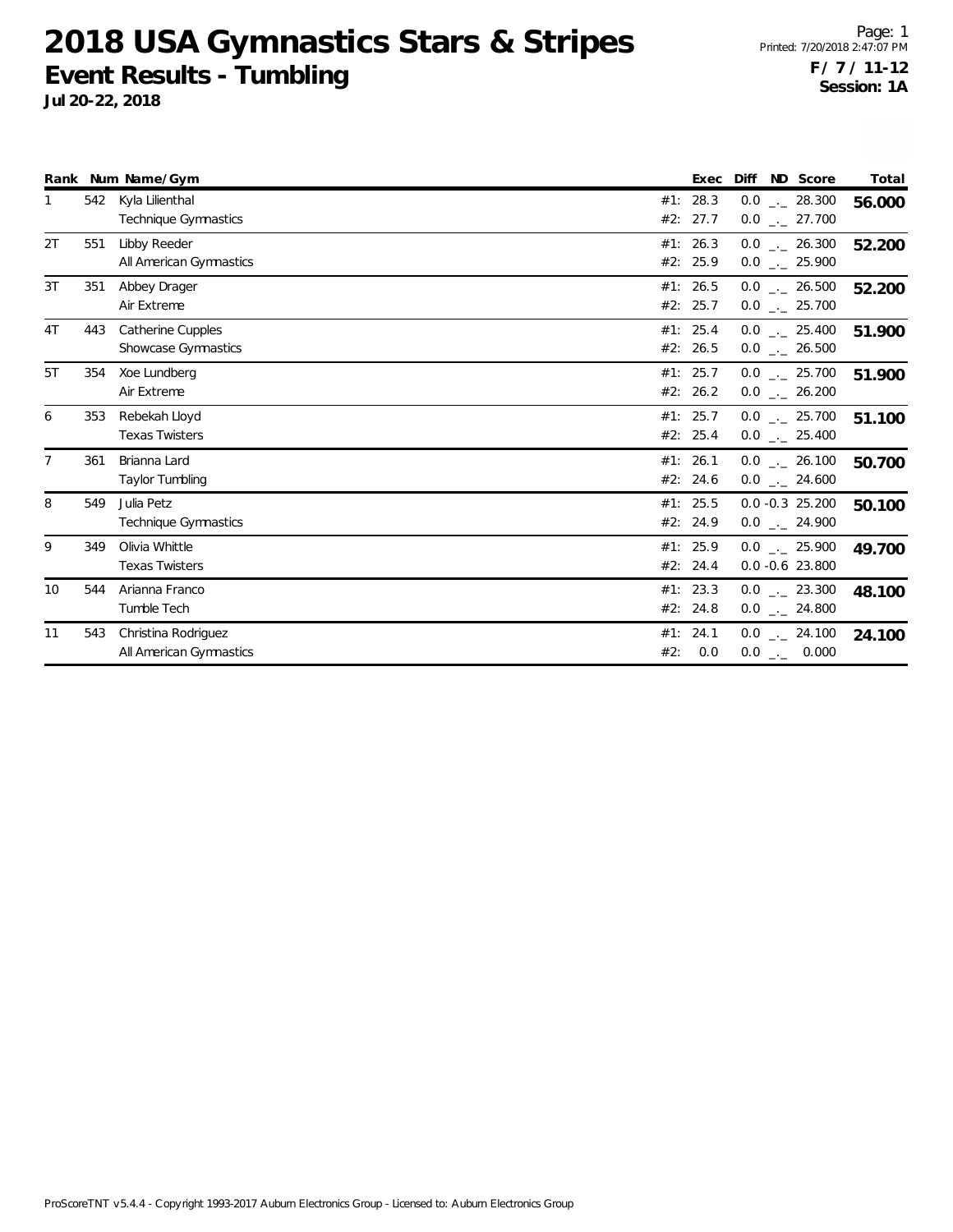# 2018 USA Gymnastics Stars & Stripes

## Event Results - Tumbling

**Jul 20-22, 2018**

Printed: 7/20/2018 2:47:07 PM

**F / 7 / 11-12**
**Session: 1A**

| Rank | Num | Name/Gym | | Exec | Diff | ND | Score | Total |
|---|---|---|---|---|---|---|---|---|
| 1 | 542 | Kyla Lilienthal | #1: | 28.3 | 0.0 | _._ | 28.300 | **56.000** |
| | | Technique Gymnastics | #2: | 27.7 | 0.0 | _._ | 27.700 | |
| 2T | 551 | Libby Reeder | #1: | 26.3 | 0.0 | _._ | 26.300 | **52.200** |
| | | All American Gymnastics | #2: | 25.9 | 0.0 | _._ | 25.900 | |
| 3T | 351 | Abbey Drager | #1: | 26.5 | 0.0 | _._ | 26.500 | **52.200** |
| | | Air Extreme | #2: | 25.7 | 0.0 | _._ | 25.700 | |
| 4T | 443 | Catherine Cupples | #1: | 25.4 | 0.0 | _._ | 25.400 | **51.900** |
| | | Showcase Gymnastics | #2: | 26.5 | 0.0 | _._ | 26.500 | |
| 5T | 354 | Xoe Lundberg | #1: | 25.7 | 0.0 | _._ | 25.700 | **51.900** |
| | | Air Extreme | #2: | 26.2 | 0.0 | _._ | 26.200 | |
| 6 | 353 | Rebekah Lloyd | #1: | 25.7 | 0.0 | _._ | 25.700 | **51.100** |
| | | Texas Twisters | #2: | 25.4 | 0.0 | _._ | 25.400 | |
| 7 | 361 | Brianna Lard | #1: | 26.1 | 0.0 | _._ | 26.100 | **50.700** |
| | | Taylor Tumbling | #2: | 24.6 | 0.0 | _._ | 24.600 | |
| 8 | 549 | Julia Petz | #1: | 25.5 | 0.0 | -0.3 | 25.200 | **50.100** |
| | | Technique Gymnastics | #2: | 24.9 | 0.0 | _._ | 24.900 | |
| 9 | 349 | Olivia Whittle | #1: | 25.9 | 0.0 | _._ | 25.900 | **49.700** |
| | | Texas Twisters | #2: | 24.4 | 0.0 | -0.6 | 23.800 | |
| 10 | 544 | Arianna Franco | #1: | 23.3 | 0.0 | _._ | 23.300 | **48.100** |
| | | Tumble Tech | #2: | 24.8 | 0.0 | _._ | 24.800 | |
| 11 | 543 | Christina Rodriguez | #1: | 24.1 | 0.0 | _._ | 24.100 | **24.100** |
| | | All American Gymnastics | #2: | 0.0 | 0.0 | _._ | 0.000 | |

ProScoreTNT v5.4.4 - Copyright 1993-2017 Auburn Electronics Group - Licensed to: Auburn Electronics Group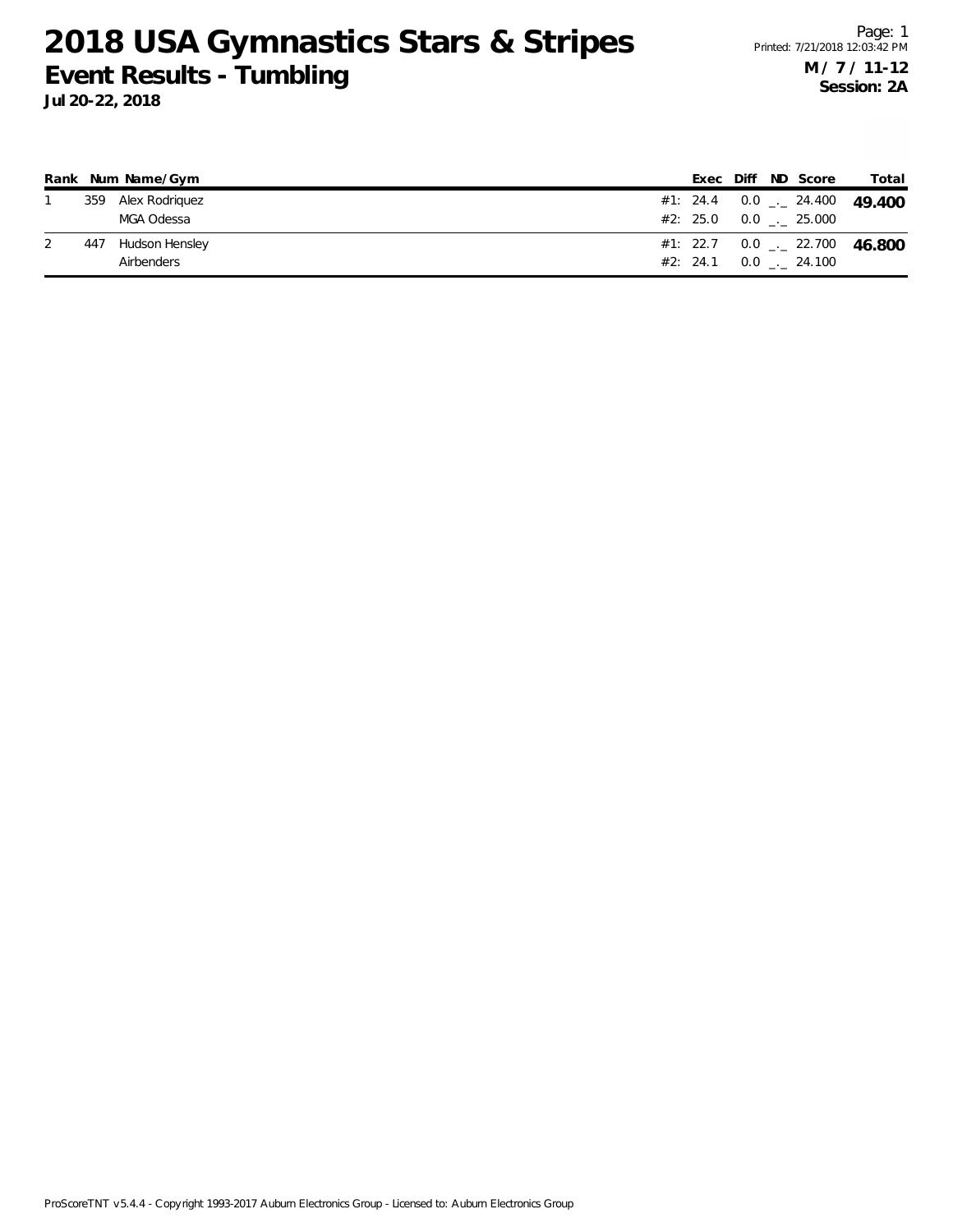# 2018 USA Gymnastics Stars & Stripes

## Event Results - Tumbling

**Jul 20-22, 2018**

Page: 1
Printed: 7/21/2018 12:03:42 PM

**M / 7 / 11-12**
**Session: 2A**

| Rank | Num | Name/Gym | | Exec | Diff | ND | Score | Total |
|---|---|---|---|---|---|---|---|---|
| 1 | 359 | Alex Rodriquez | #1: | 24.4 | 0.0 | _._ | 24.400 | **49.400** |
| | | MGA Odessa | #2: | 25.0 | 0.0 | _._ | 25.000 | |
| 2 | 447 | Hudson Hensley | #1: | 22.7 | 0.0 | _._ | 22.700 | **46.800** |
| | | Airbenders | #2: | 24.1 | 0.0 | _._ | 24.100 | |

ProScoreTNT v5.4.4 - Copyright 1993-2017 Auburn Electronics Group - Licensed to: Auburn Electronics Group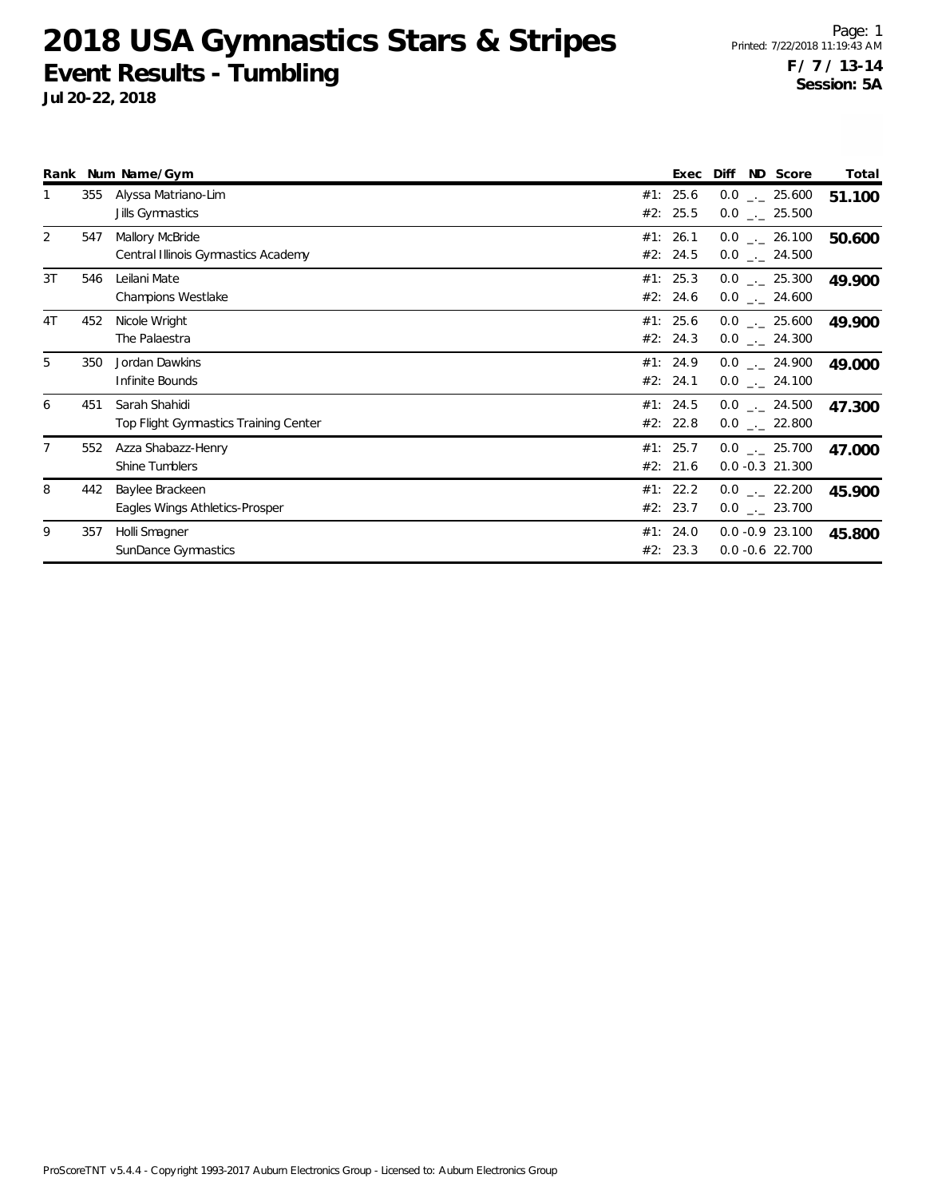# 2018 USA Gymnastics Stars & Stripes

## Event Results - Tumbling

**Jul 20-22, 2018**

Printed: 7/22/2018 11:19:43 AM

**F / 7 / 13-14**
**Session: 5A**

| Rank | Num | Name/Gym | | Exec | Diff | ND | Score | Total |
|---|---|---|---|---|---|---|---|---|
| 1 | 355 | Alyssa Matriano-Lim | #1: | 25.6 | 0.0 | _._ | 25.600 | **51.100** |
| | | Jills Gymnastics | #2: | 25.5 | 0.0 | _._ | 25.500 | |
| 2 | 547 | Mallory McBride | #1: | 26.1 | 0.0 | _._ | 26.100 | **50.600** |
| | | Central Illinois Gymnastics Academy | #2: | 24.5 | 0.0 | _._ | 24.500 | |
| 3T | 546 | Leilani Mate | #1: | 25.3 | 0.0 | _._ | 25.300 | **49.900** |
| | | Champions Westlake | #2: | 24.6 | 0.0 | _._ | 24.600 | |
| 4T | 452 | Nicole Wright | #1: | 25.6 | 0.0 | _._ | 25.600 | **49.900** |
| | | The Palaestra | #2: | 24.3 | 0.0 | _._ | 24.300 | |
| 5 | 350 | Jordan Dawkins | #1: | 24.9 | 0.0 | _._ | 24.900 | **49.000** |
| | | Infinite Bounds | #2: | 24.1 | 0.0 | _._ | 24.100 | |
| 6 | 451 | Sarah Shahidi | #1: | 24.5 | 0.0 | _._ | 24.500 | **47.300** |
| | | Top Flight Gymnastics Training Center | #2: | 22.8 | 0.0 | _._ | 22.800 | |
| 7 | 552 | Azza Shabazz-Henry | #1: | 25.7 | 0.0 | _._ | 25.700 | **47.000** |
| | | Shine Tumblers | #2: | 21.6 | 0.0 | -0.3 | 21.300 | |
| 8 | 442 | Baylee Brackeen | #1: | 22.2 | 0.0 | _._ | 22.200 | **45.900** |
| | | Eagles Wings Athletics-Prosper | #2: | 23.7 | 0.0 | _._ | 23.700 | |
| 9 | 357 | Holli Smagner | #1: | 24.0 | 0.0 | -0.9 | 23.100 | **45.800** |
| | | SunDance Gymnastics | #2: | 23.3 | 0.0 | -0.6 | 22.700 | |

ProScoreTNT v5.4.4 - Copyright 1993-2017 Auburn Electronics Group - Licensed to: Auburn Electronics Group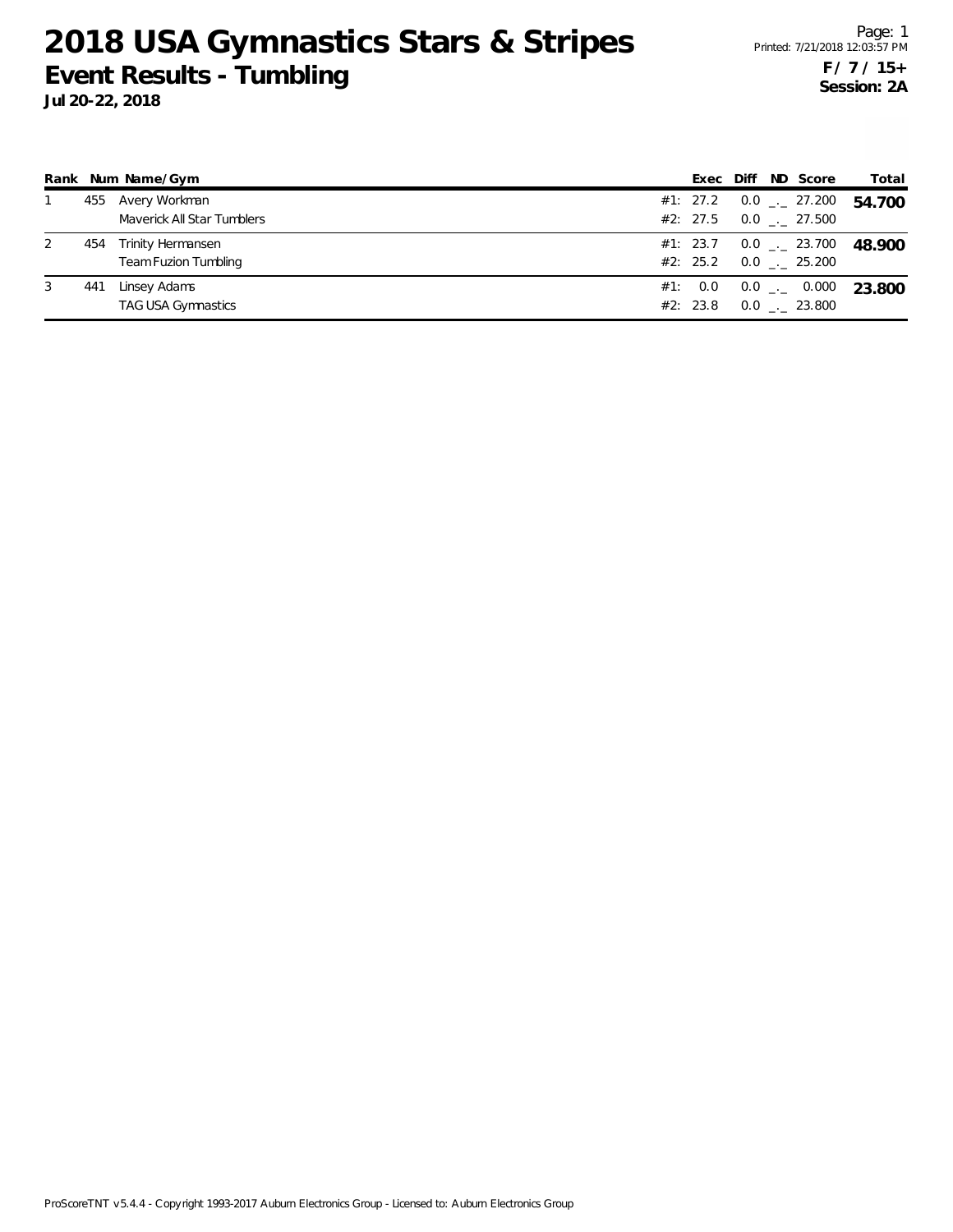# 2018 USA Gymnastics Stars & Stripes

## Event Results - Tumbling

**Jul 20-22, 2018**

Printed: 7/21/2018 12:03:57 PM

**F / 7 / 15+**
**Session: 2A**

| Rank | Num | Name/Gym | Exec | Diff | ND | Score | Total |
|---|---|---|---|---|---|---|---|
| 1 | 455 | Avery Workman | #1: 27.2 | 0.0 | _._ | 27.200 | **54.700** |
| | | Maverick All Star Tumblers | #2: 27.5 | 0.0 | _._ | 27.500 | |
| 2 | 454 | Trinity Hermansen | #1: 23.7 | 0.0 | _._ | 23.700 | **48.900** |
| | | Team Fuzion Tumbling | #2: 25.2 | 0.0 | _._ | 25.200 | |
| 3 | 441 | Linsey Adams | #1: 0.0 | 0.0 | _._ | 0.000 | **23.800** |
| | | TAG USA Gymnastics | #2: 23.8 | 0.0 | _._ | 23.800 | |

ProScoreTNT v5.4.4 - Copyright 1993-2017 Auburn Electronics Group - Licensed to: Auburn Electronics Group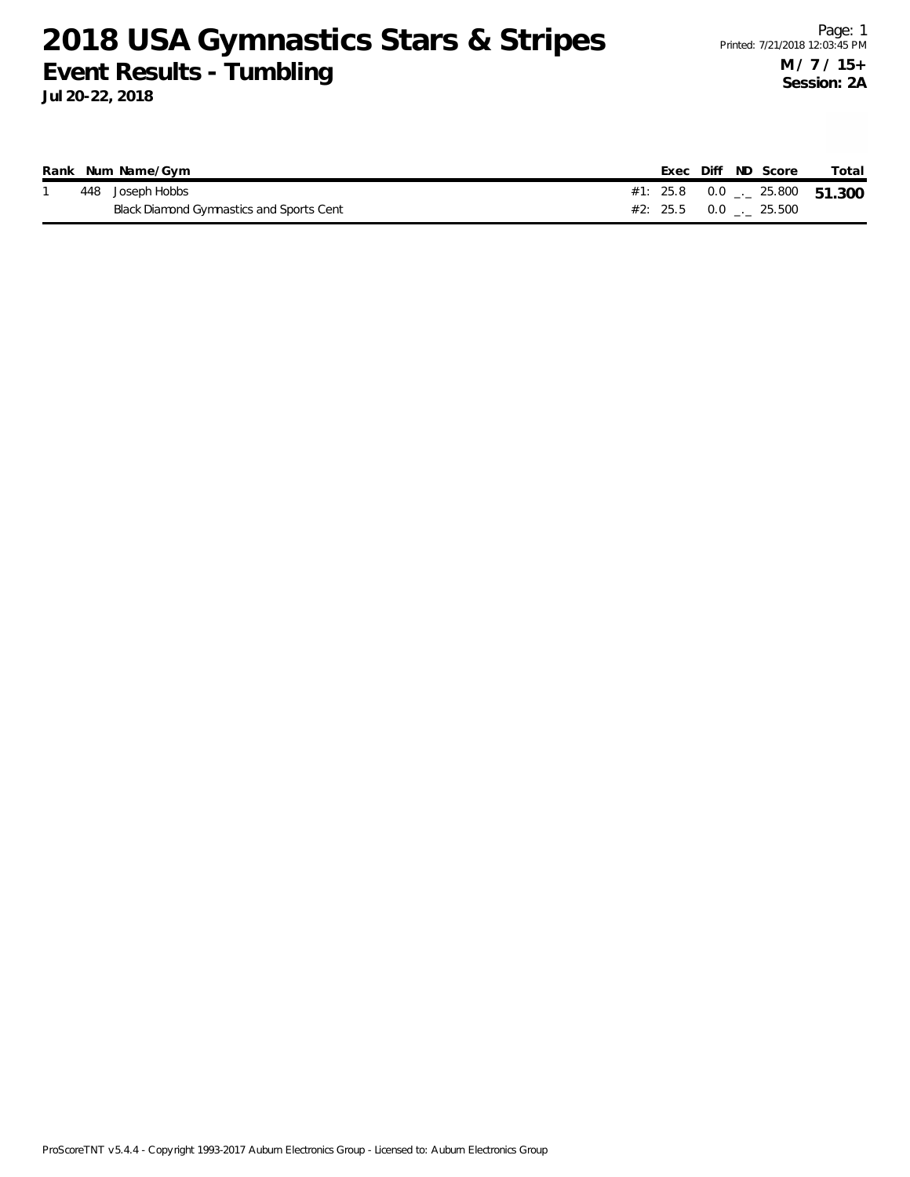# 2018 USA Gymnastics Stars & Stripes

## Event Results - Tumbling

**Jul 20-22, 2018**

Page: 1
Printed: 7/21/2018 12:03:45 PM

**M / 7 / 15+**
**Session: 2A**

| Rank | Num | Name/Gym | | Exec | Diff | ND | Score | Total |
|---|---|---|---|---|---|---|---|---|
| 1 | 448 | Joseph Hobbs | #1: | 25.8 | 0.0 | _._ | 25.800 | **51.300** |
| | | Black Diamond Gymnastics and Sports Cent | #2: | 25.5 | 0.0 | _._ | 25.500 | |

ProScoreTNT v5.4.4 - Copyright 1993-2017 Auburn Electronics Group - Licensed to: Auburn Electronics Group